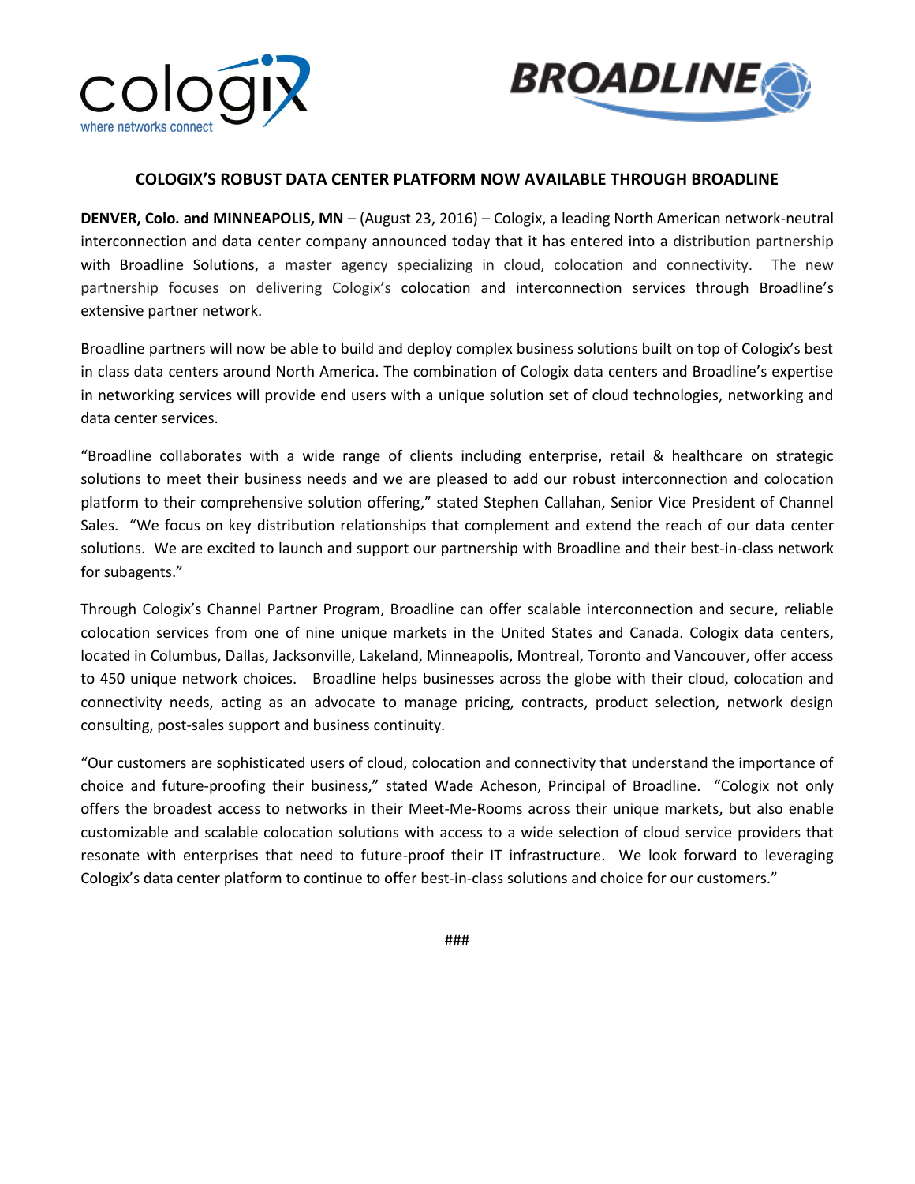## COLOGIX'S ROBUST DATA CENTER PLATFORM NOW AVAILABLE THROUGH BROADLINE

**DENVER, Colo. and MINNEAPOLIS, MN** – (August 23, 2016) – Cologix, a leading North American network-neutral interconnection and data center company announced today that it has entered into a distribution partnership with Broadline Solutions, a master agency specializing in cloud, colocation and connectivity. The new partnership focuses on delivering Cologix's colocation and interconnection services through Broadline's extensive partner network.

Broadline partners will now be able to build and deploy complex business solutions built on top of Cologix's best in class data centers around North America. The combination of Cologix data centers and Broadline's expertise in networking services will provide end users with a unique solution set of cloud technologies, networking and data center services.

"Broadline collaborates with a wide range of clients including enterprise, retail & healthcare on strategic solutions to meet their business needs and we are pleased to add our robust interconnection and colocation platform to their comprehensive solution offering," stated Stephen Callahan, Senior Vice President of Channel Sales. "We focus on key distribution relationships that complement and extend the reach of our data center solutions. We are excited to launch and support our partnership with Broadline and their best-in-class network for subagents."

Through Cologix's Channel Partner Program, Broadline can offer scalable interconnection and secure, reliable colocation services from one of nine unique markets in the United States and Canada. Cologix data centers, located in Columbus, Dallas, Jacksonville, Lakeland, Minneapolis, Montreal, Toronto and Vancouver, offer access to 450 unique network choices. Broadline helps businesses across the globe with their cloud, colocation and connectivity needs, acting as an advocate to manage pricing, contracts, product selection, network design consulting, post-sales support and business continuity.

"Our customers are sophisticated users of cloud, colocation and connectivity that understand the importance of choice and future-proofing their business," stated Wade Acheson, Principal of Broadline. "Cologix not only offers the broadest access to networks in their Meet-Me-Rooms across their unique markets, but also enable customizable and scalable colocation solutions with access to a wide selection of cloud service providers that resonate with enterprises that need to future-proof their IT infrastructure. We look forward to leveraging Cologix's data center platform to continue to offer best-in-class solutions and choice for our customers."

###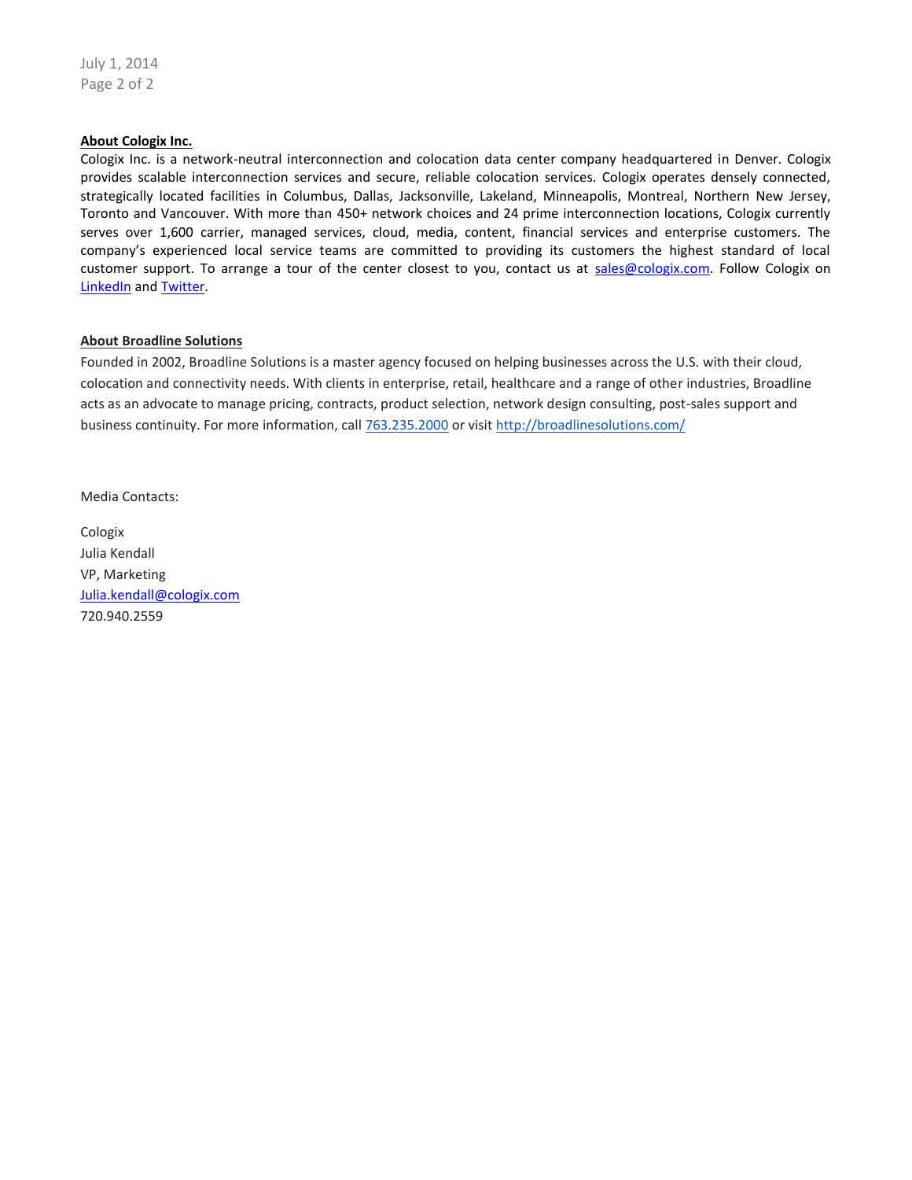**About Cologix Inc.**

Cologix Inc. is a network-neutral interconnection and colocation data center company headquartered in Denver. Cologix provides scalable interconnection services and secure, reliable colocation services. Cologix operates densely connected, strategically located facilities in Columbus, Dallas, Jacksonville, Lakeland, Minneapolis, Montreal, Northern New Jersey, Toronto and Vancouver. With more than 450+ network choices and 24 prime interconnection locations, Cologix currently serves over 1,600 carrier, managed services, cloud, media, content, financial services and enterprise customers. The company's experienced local service teams are committed to providing its customers the highest standard of local customer support. To arrange a tour of the center closest to you, contact us at sales@cologix.com. Follow Cologix on LinkedIn and Twitter.

**About Broadline Solutions**

Founded in 2002, Broadline Solutions is a master agency focused on helping businesses across the U.S. with their cloud, colocation and connectivity needs. With clients in enterprise, retail, healthcare and a range of other industries, Broadline acts as an advocate to manage pricing, contracts, product selection, network design consulting, post-sales support and business continuity. For more information, call 763.235.2000 or visit http://broadlinesolutions.com/

Media Contacts:

Cologix
Julia Kendall
VP, Marketing
Julia.kendall@cologix.com
720.940.2559